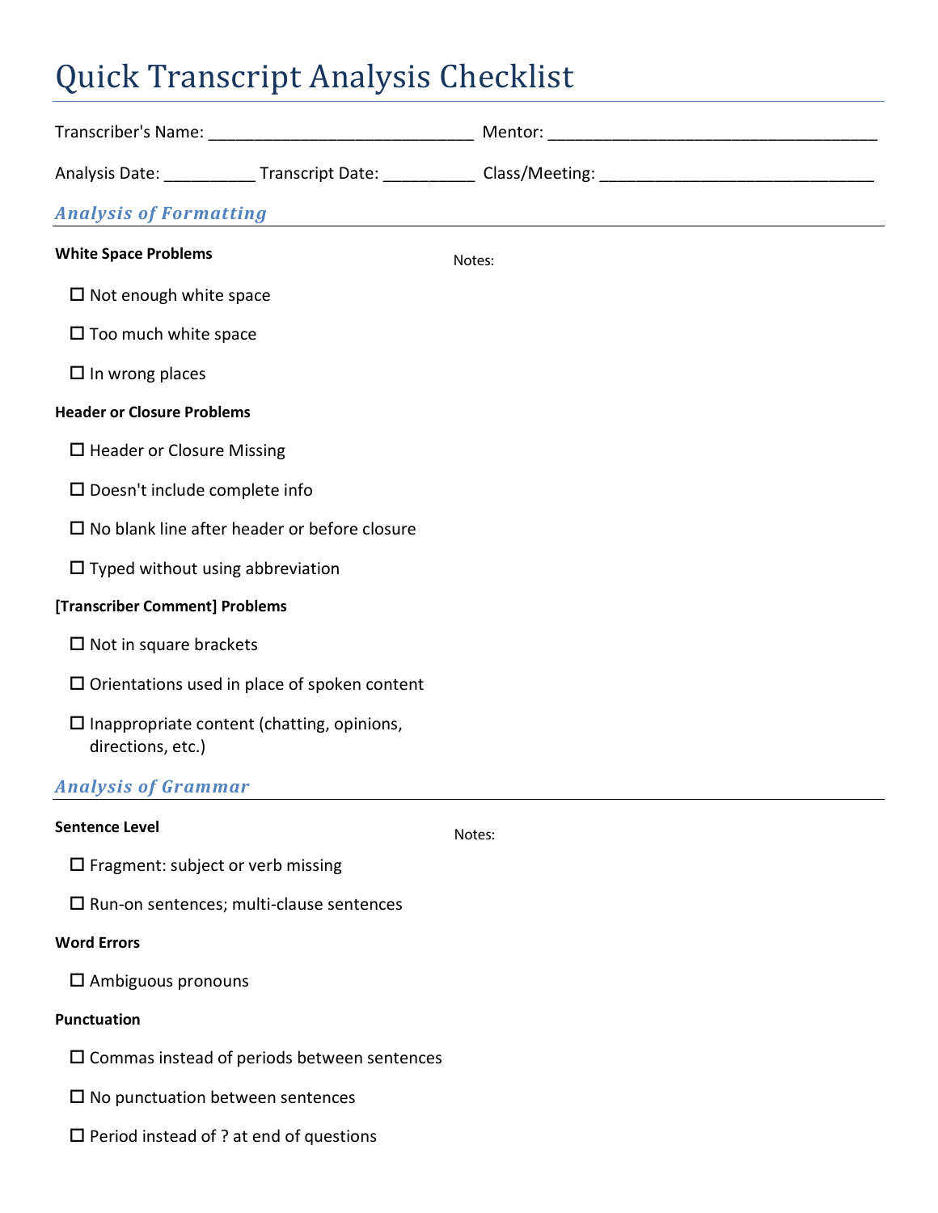# Quick Transcript Analysis Checklist

Transcriber's Name: ______________________________ Mentor: _____________________________________

Analysis Date: __________ Transcript Date: __________ Class/Meeting: _______________________________

## *Analysis of Formatting*

**White Space Problems**

Notes:

- ☐ Not enough white space
- ☐ Too much white space
- ☐ In wrong places

**Header or Closure Problems**

- ☐ Header or Closure Missing
- ☐ Doesn't include complete info
- ☐ No blank line after header or before closure
- ☐ Typed without using abbreviation

**[Transcriber Comment] Problems**

- ☐ Not in square brackets
- ☐ Orientations used in place of spoken content
- ☐ Inappropriate content (chatting, opinions, directions, etc.)

## *Analysis of Grammar*

**Sentence Level**

Notes:

- ☐ Fragment: subject or verb missing
- ☐ Run-on sentences; multi-clause sentences

**Word Errors**

- ☐ Ambiguous pronouns

**Punctuation**

- ☐ Commas instead of periods between sentences
- ☐ No punctuation between sentences
- ☐ Period instead of ? at end of questions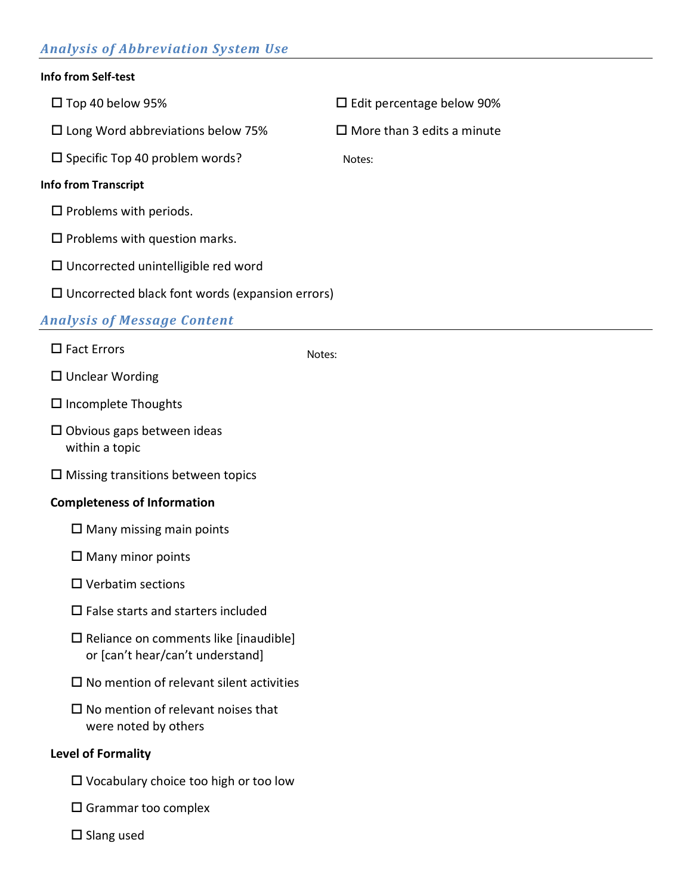## *Analysis of Abbreviation System Use*

**Info from Self-test**

- ☐ Top 40 below 95%
- ☐ Long Word abbreviations below 75%
- ☐ Specific Top 40 problem words?
- ☐ Edit percentage below 90%
- ☐ More than 3 edits a minute

Notes:

**Info from Transcript**

- ☐ Problems with periods.
- ☐ Problems with question marks.
- ☐ Uncorrected unintelligible red word
- ☐ Uncorrected black font words (expansion errors)

## *Analysis of Message Content*

- ☐ Fact Errors
- ☐ Unclear Wording
- ☐ Incomplete Thoughts
- ☐ Obvious gaps between ideas within a topic
- ☐ Missing transitions between topics

Notes:

**Completeness of Information**

- ☐ Many missing main points
- ☐ Many minor points
- ☐ Verbatim sections
- ☐ False starts and starters included
- ☐ Reliance on comments like [inaudible] or [can't hear/can't understand]
- ☐ No mention of relevant silent activities
- ☐ No mention of relevant noises that were noted by others

**Level of Formality**

- ☐ Vocabulary choice too high or too low
- ☐ Grammar too complex
- ☐ Slang used